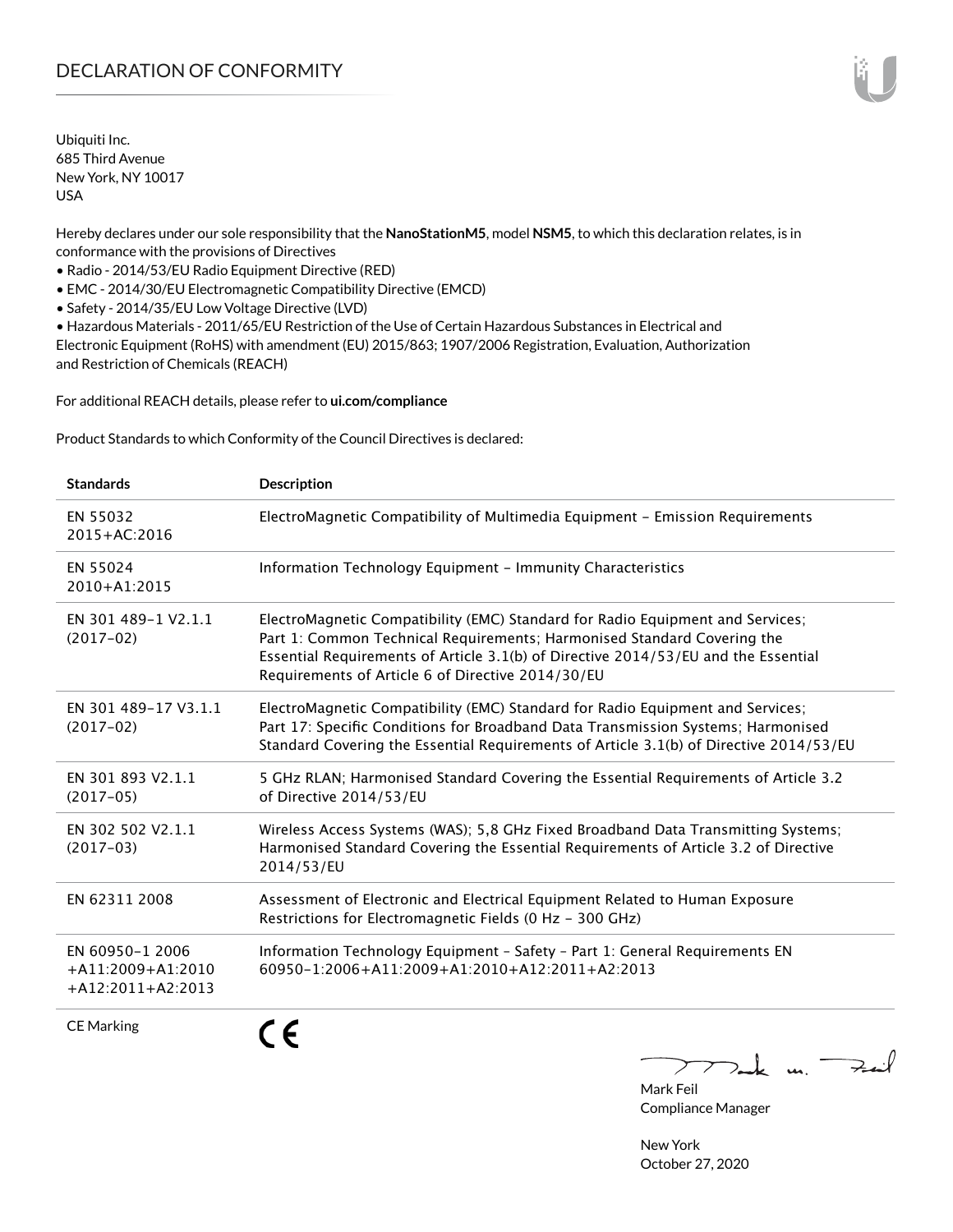# DECLARATION OF CONFORMITY

Ubiquiti Inc.
685 Third Avenue
New York, NY 10017
USA

Hereby declares under our sole responsibility that the **NanoStationM5**, model **NSM5**, to which this declaration relates, is in conformance with the provisions of Directives

- Radio - 2014/53/EU Radio Equipment Directive (RED)
- EMC - 2014/30/EU Electromagnetic Compatibility Directive (EMCD)
- Safety - 2014/35/EU Low Voltage Directive (LVD)
- Hazardous Materials - 2011/65/EU Restriction of the Use of Certain Hazardous Substances in Electrical and Electronic Equipment (RoHS) with amendment (EU) 2015/863; 1907/2006 Registration, Evaluation, Authorization and Restriction of Chemicals (REACH)

For additional REACH details, please refer to **ui.com/compliance**

Product Standards to which Conformity of the Council Directives is declared:

| Standards | Description |
|---|---|
| EN 55032 2015+AC:2016 | ElectroMagnetic Compatibility of Multimedia Equipment – Emission Requirements |
| EN 55024 2010+A1:2015 | Information Technology Equipment – Immunity Characteristics |
| EN 301 489-1 V2.1.1 (2017-02) | ElectroMagnetic Compatibility (EMC) Standard for Radio Equipment and Services; Part 1: Common Technical Requirements; Harmonised Standard Covering the Essential Requirements of Article 3.1(b) of Directive 2014/53/EU and the Essential Requirements of Article 6 of Directive 2014/30/EU |
| EN 301 489-17 V3.1.1 (2017-02) | ElectroMagnetic Compatibility (EMC) Standard for Radio Equipment and Services; Part 17: Specific Conditions for Broadband Data Transmission Systems; Harmonised Standard Covering the Essential Requirements of Article 3.1(b) of Directive 2014/53/EU |
| EN 301 893 V2.1.1 (2017-05) | 5 GHz RLAN; Harmonised Standard Covering the Essential Requirements of Article 3.2 of Directive 2014/53/EU |
| EN 302 502 V2.1.1 (2017-03) | Wireless Access Systems (WAS); 5,8 GHz Fixed Broadband Data Transmitting Systems; Harmonised Standard Covering the Essential Requirements of Article 3.2 of Directive 2014/53/EU |
| EN 62311 2008 | Assessment of Electronic and Electrical Equipment Related to Human Exposure Restrictions for Electromagnetic Fields (0 Hz – 300 GHz) |
| EN 60950-1 2006 +A11:2009+A1:2010 +A12:2011+A2:2013 | Information Technology Equipment – Safety – Part 1: General Requirements EN 60950-1:2006+A11:2009+A1:2010+A12:2011+A2:2013 |
| CE Marking | CE |

Mark Feil
Compliance Manager

New York
October 27, 2020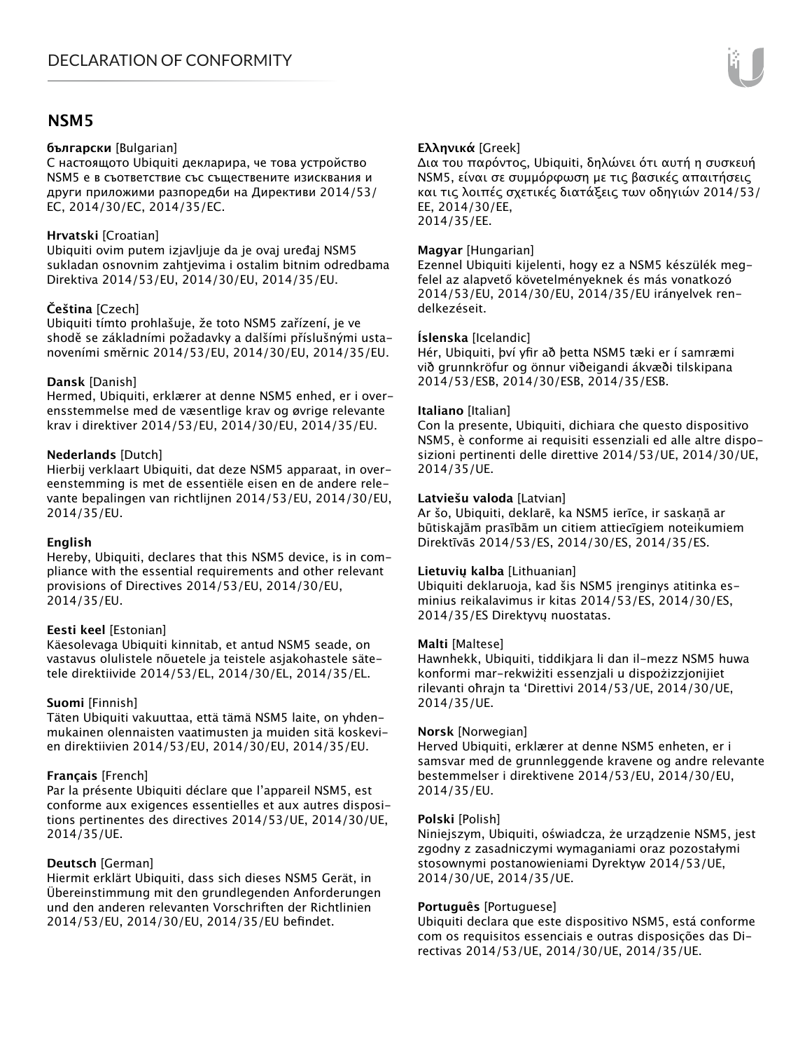# DECLARATION OF CONFORMITY

## NSM5

**български** [Bulgarian]
С настоящото Ubiquiti декларира, че това устройство NSM5 е в съответствие със съществените изисквания и други приложими разпоредби на Директиви 2014/53/EC, 2014/30/ЕС, 2014/35/ЕС.

**Hrvatski** [Croatian]
Ubiquiti ovim putem izjavljuje da je ovaj uređaj NSM5 sukladan osnovnim zahtjevima i ostalim bitnim odredbama Direktiva 2014/53/EU, 2014/30/EU, 2014/35/EU.

**Čeština** [Czech]
Ubiquiti tímto prohlašuje, že toto NSM5 zařízení, je ve shodě se základními požadavky a dalšími příslušnými ustanoveními směrnic 2014/53/EU, 2014/30/EU, 2014/35/EU.

**Dansk** [Danish]
Hermed, Ubiquiti, erklærer at denne NSM5 enhed, er i overensstemmelse med de væsentlige krav og øvrige relevante krav i direktiver 2014/53/EU, 2014/30/EU, 2014/35/EU.

**Nederlands** [Dutch]
Hierbij verklaart Ubiquiti, dat deze NSM5 apparaat, in overeenstemming is met de essentiële eisen en de andere relevante bepalingen van richtlijnen 2014/53/EU, 2014/30/EU, 2014/35/EU.

**English**
Hereby, Ubiquiti, declares that this NSM5 device, is in compliance with the essential requirements and other relevant provisions of Directives 2014/53/EU, 2014/30/EU, 2014/35/EU.

**Eesti keel** [Estonian]
Käesolevaga Ubiquiti kinnitab, et antud NSM5 seade, on vastavus olulistele nõuetele ja teistele asjakohastele sätetele direktiivide 2014/53/EL, 2014/30/EL, 2014/35/EL.

**Suomi** [Finnish]
Täten Ubiquiti vakuuttaa, että tämä NSM5 laite, on yhdenmukainen olennaisten vaatimusten ja muiden sitä koskevien direktiivien 2014/53/EU, 2014/30/EU, 2014/35/EU.

**Français** [French]
Par la présente Ubiquiti déclare que l'appareil NSM5, est conforme aux exigences essentielles et aux autres dispositions pertinentes des directives 2014/53/UE, 2014/30/UE, 2014/35/UE.

**Deutsch** [German]
Hiermit erklärt Ubiquiti, dass sich dieses NSM5 Gerät, in Übereinstimmung mit den grundlegenden Anforderungen und den anderen relevanten Vorschriften der Richtlinien 2014/53/EU, 2014/30/EU, 2014/35/EU befindet.

**Ελληνικά** [Greek]
Δια του παρόντος, Ubiquiti, δηλώνει ότι αυτή η συσκευή NSM5, είναι σε συμμόρφωση με τις βασικές απαιτήσεις και τις λοιπές σχετικές διατάξεις των οδηγιών 2014/53/EE, 2014/30/EE, 2014/35/EE.

**Magyar** [Hungarian]
Ezennel Ubiquiti kijelenti, hogy ez a NSM5 készülék megfelel az alapvető követelményeknek és más vonatkozó 2014/53/EU, 2014/30/EU, 2014/35/EU irányelvek rendelkezéseit.

**Íslenska** [Icelandic]
Hér, Ubiquiti, því yfir að þetta NSM5 tæki er í samræmi við grunnkröfur og önnur viðeigandi ákvæði tilskipana 2014/53/ESB, 2014/30/ESB, 2014/35/ESB.

**Italiano** [Italian]
Con la presente, Ubiquiti, dichiara che questo dispositivo NSM5, è conforme ai requisiti essenziali ed alle altre disposizioni pertinenti delle direttive 2014/53/UE, 2014/30/UE, 2014/35/UE.

**Latviešu valoda** [Latvian]
Ar šo, Ubiquiti, deklarē, ka NSM5 ierīce, ir saskaņā ar būtiskajām prasībām un citiem attiecīgiem noteikumiem Direktīvās 2014/53/ES, 2014/30/ES, 2014/35/ES.

**Lietuvių kalba** [Lithuanian]
Ubiquiti deklaruoja, kad šis NSM5 įrenginys atitinka esminius reikalavimus ir kitas 2014/53/ES, 2014/30/ES, 2014/35/ES Direktyvų nuostatas.

**Malti** [Maltese]
Hawnhekk, Ubiquiti, tiddikjara li dan il-mezz NSM5 huwa konformi mar-rekwiżiti essenzjali u dispożizzjonijiet rilevanti oħrajn ta 'Direttivi 2014/53/UE, 2014/30/UE, 2014/35/UE.

**Norsk** [Norwegian]
Herved Ubiquiti, erklærer at denne NSM5 enheten, er i samsvar med de grunnleggende kravene og andre relevante bestemmelser i direktivene 2014/53/EU, 2014/30/EU, 2014/35/EU.

**Polski** [Polish]
Niniejszym, Ubiquiti, oświadcza, że urządzenie NSM5, jest zgodny z zasadniczymi wymaganiami oraz pozostałymi stosownymi postanowieniami Dyrektyw 2014/53/UE, 2014/30/UE, 2014/35/UE.

**Português** [Portuguese]
Ubiquiti declara que este dispositivo NSM5, está conforme com os requisitos essenciais e outras disposições das Directivas 2014/53/UE, 2014/30/UE, 2014/35/UE.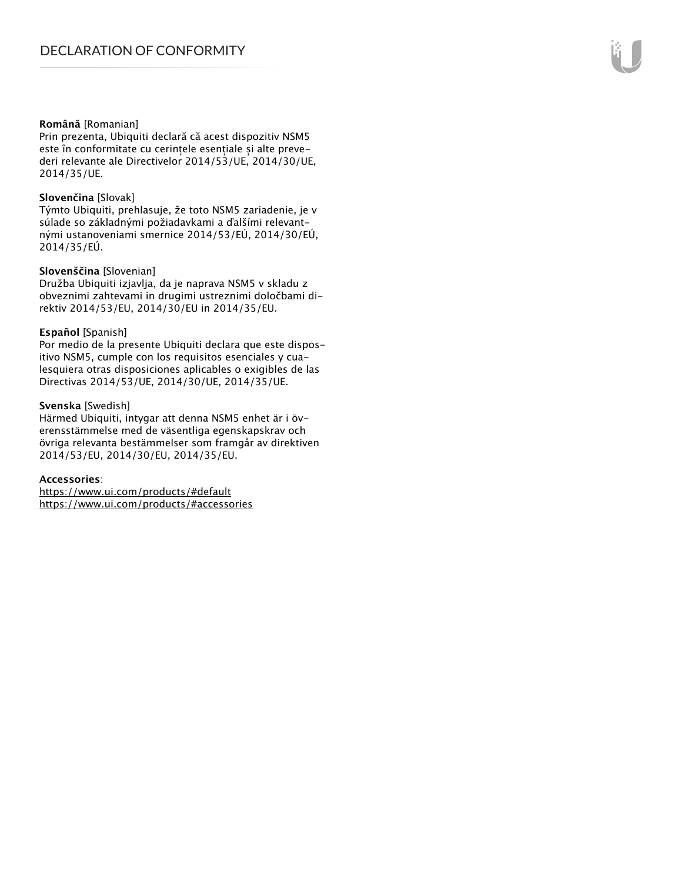**Română** [Romanian]
Prin prezenta, Ubiquiti declară că acest dispozitiv NSM5 este în conformitate cu cerințele esențiale și alte prevederi relevante ale Directivelor 2014/53/UE, 2014/30/UE, 2014/35/UE.

**Slovenčina** [Slovak]
Týmto Ubiquiti, prehlasuje, že toto NSM5 zariadenie, je v súlade so základnými požiadavkami a ďalšími relevantnými ustanoveniami smernice 2014/53/EÚ, 2014/30/EÚ, 2014/35/EÚ.

**Slovenščina** [Slovenian]
Družba Ubiquiti izjavlja, da je naprava NSM5 v skladu z obveznimi zahtevami in drugimi ustreznimi določbami direktiv 2014/53/EU, 2014/30/EU in 2014/35/EU.

**Español** [Spanish]
Por medio de la presente Ubiquiti declara que este dispositivo NSM5, cumple con los requisitos esenciales y cualesquiera otras disposiciones aplicables o exigibles de las Directivas 2014/53/UE, 2014/30/UE, 2014/35/UE.

**Svenska** [Swedish]
Härmed Ubiquiti, intygar att denna NSM5 enhet är i överensstämmelse med de väsentliga egenskapskrav och övriga relevanta bestämmelser som framgår av direktiven 2014/53/EU, 2014/30/EU, 2014/35/EU.

**Accessories**:
https://www.ui.com/products/#default
https://www.ui.com/products/#accessories